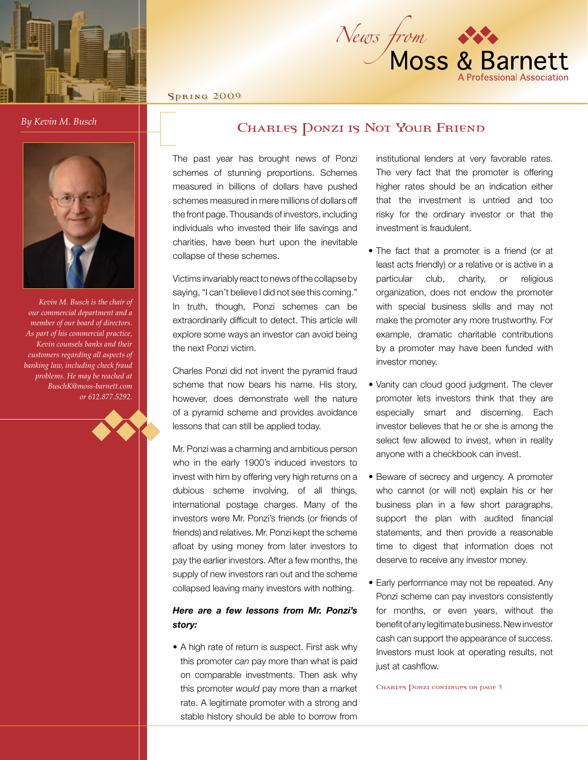# News from Moss & Barnett

A Professional Association

Spring 2009

*By Kevin M. Busch*

*Kevin M. Busch is the chair of our commercial department and a member of our board of directors. As part of his commercial practice, Kevin counsels banks and their customers regarding all aspects of banking law, including check fraud problems. He may be reached at BuschK@moss-barnett.com or 612.877.5292.*

## Charles Ponzi is Not Your Friend

The past year has brought news of Ponzi schemes of stunning proportions. Schemes measured in billions of dollars have pushed schemes measured in mere millions of dollars off the front page. Thousands of investors, including individuals who invested their life savings and charities, have been hurt upon the inevitable collapse of these schemes.

Victims invariably react to news of the collapse by saying, "I can't believe I did not see this coming." In truth, though, Ponzi schemes can be extraordinarily difficult to detect. This article will explore some ways an investor can avoid being the next Ponzi victim.

Charles Ponzi did not invent the pyramid fraud scheme that now bears his name. His story, however, does demonstrate well the nature of a pyramid scheme and provides avoidance lessons that can still be applied today.

Mr. Ponzi was a charming and ambitious person who in the early 1900's induced investors to invest with him by offering very high returns on a dubious scheme involving, of all things, international postage charges. Many of the investors were Mr. Ponzi's friends (or friends of friends) and relatives. Mr. Ponzi kept the scheme afloat by using money from later investors to pay the earlier investors. After a few months, the supply of new investors ran out and the scheme collapsed leaving many investors with nothing.

***Here are a few lessons from Mr. Ponzi's story:***

- A high rate of return is suspect. First ask why this promoter *can* pay more than what is paid on comparable investments. Then ask why this promoter *would* pay more than a market rate. A legitimate promoter with a strong and stable history should be able to borrow from institutional lenders at very favorable rates. The very fact that the promoter is offering higher rates should be an indication either that the investment is untried and too risky for the ordinary investor or that the investment is fraudulent.
- The fact that a promoter is a friend (or at least acts friendly) or a relative or is active in a particular club, charity, or religious organization, does not endow the promoter with special business skills and may not make the promoter any more trustworthy. For example, dramatic charitable contributions by a promoter may have been funded with investor money.
- Vanity can cloud good judgment. The clever promoter lets investors think that they are especially smart and discerning. Each investor believes that he or she is among the select few allowed to invest, when in reality anyone with a checkbook can invest.
- Beware of secrecy and urgency. A promoter who cannot (or will not) explain his or her business plan in a few short paragraphs, support the plan with audited financial statements, and then provide a reasonable time to digest that information does not deserve to receive any investor money.
- Early performance may not be repeated. Any Ponzi scheme can pay investors consistently for months, or even years, without the benefit of any legitimate business. New investor cash can support the appearance of success. Investors must look at operating results, not just at cashflow.

Charles Ponzi continues on page 3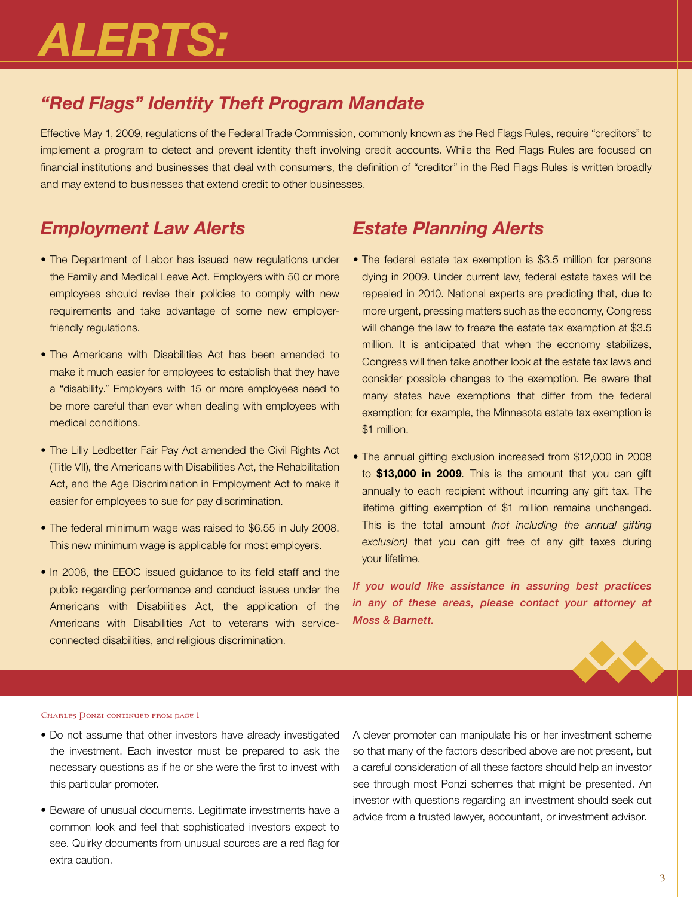# ALERTS:

## "Red Flags" Identity Theft Program Mandate

Effective May 1, 2009, regulations of the Federal Trade Commission, commonly known as the Red Flags Rules, require "creditors" to implement a program to detect and prevent identity theft involving credit accounts. While the Red Flags Rules are focused on financial institutions and businesses that deal with consumers, the definition of "creditor" in the Red Flags Rules is written broadly and may extend to businesses that extend credit to other businesses.

## Employment Law Alerts

- The Department of Labor has issued new regulations under the Family and Medical Leave Act. Employers with 50 or more employees should revise their policies to comply with new requirements and take advantage of some new employer-friendly regulations.

- The Americans with Disabilities Act has been amended to make it much easier for employees to establish that they have a "disability." Employers with 15 or more employees need to be more careful than ever when dealing with employees with medical conditions.

- The Lilly Ledbetter Fair Pay Act amended the Civil Rights Act (Title VII), the Americans with Disabilities Act, the Rehabilitation Act, and the Age Discrimination in Employment Act to make it easier for employees to sue for pay discrimination.

- The federal minimum wage was raised to $6.55 in July 2008. This new minimum wage is applicable for most employers.

- In 2008, the EEOC issued guidance to its field staff and the public regarding performance and conduct issues under the Americans with Disabilities Act, the application of the Americans with Disabilities Act to veterans with service-connected disabilities, and religious discrimination.

## Estate Planning Alerts

- The federal estate tax exemption is $3.5 million for persons dying in 2009. Under current law, federal estate taxes will be repealed in 2010. National experts are predicting that, due to more urgent, pressing matters such as the economy, Congress will change the law to freeze the estate tax exemption at $3.5 million. It is anticipated that when the economy stabilizes, Congress will then take another look at the estate tax laws and consider possible changes to the exemption. Be aware that many states have exemptions that differ from the federal exemption; for example, the Minnesota estate tax exemption is $1 million.

- The annual gifting exclusion increased from $12,000 in 2008 to **$13,000 in 2009**. This is the amount that you can gift annually to each recipient without incurring any gift tax. The lifetime gifting exemption of $1 million remains unchanged. This is the total amount *(not including the annual gifting exclusion)* that you can gift free of any gift taxes during your lifetime.

***If you would like assistance in assuring best practices in any of these areas, please contact your attorney at Moss & Barnett.***

Charles Ponzi continued from page 1

- Do not assume that other investors have already investigated the investment. Each investor must be prepared to ask the necessary questions as if he or she were the first to invest with this particular promoter.

- Beware of unusual documents. Legitimate investments have a common look and feel that sophisticated investors expect to see. Quirky documents from unusual sources are a red flag for extra caution.

A clever promoter can manipulate his or her investment scheme so that many of the factors described above are not present, but a careful consideration of all these factors should help an investor see through most Ponzi schemes that might be presented. An investor with questions regarding an investment should seek out advice from a trusted lawyer, accountant, or investment advisor.